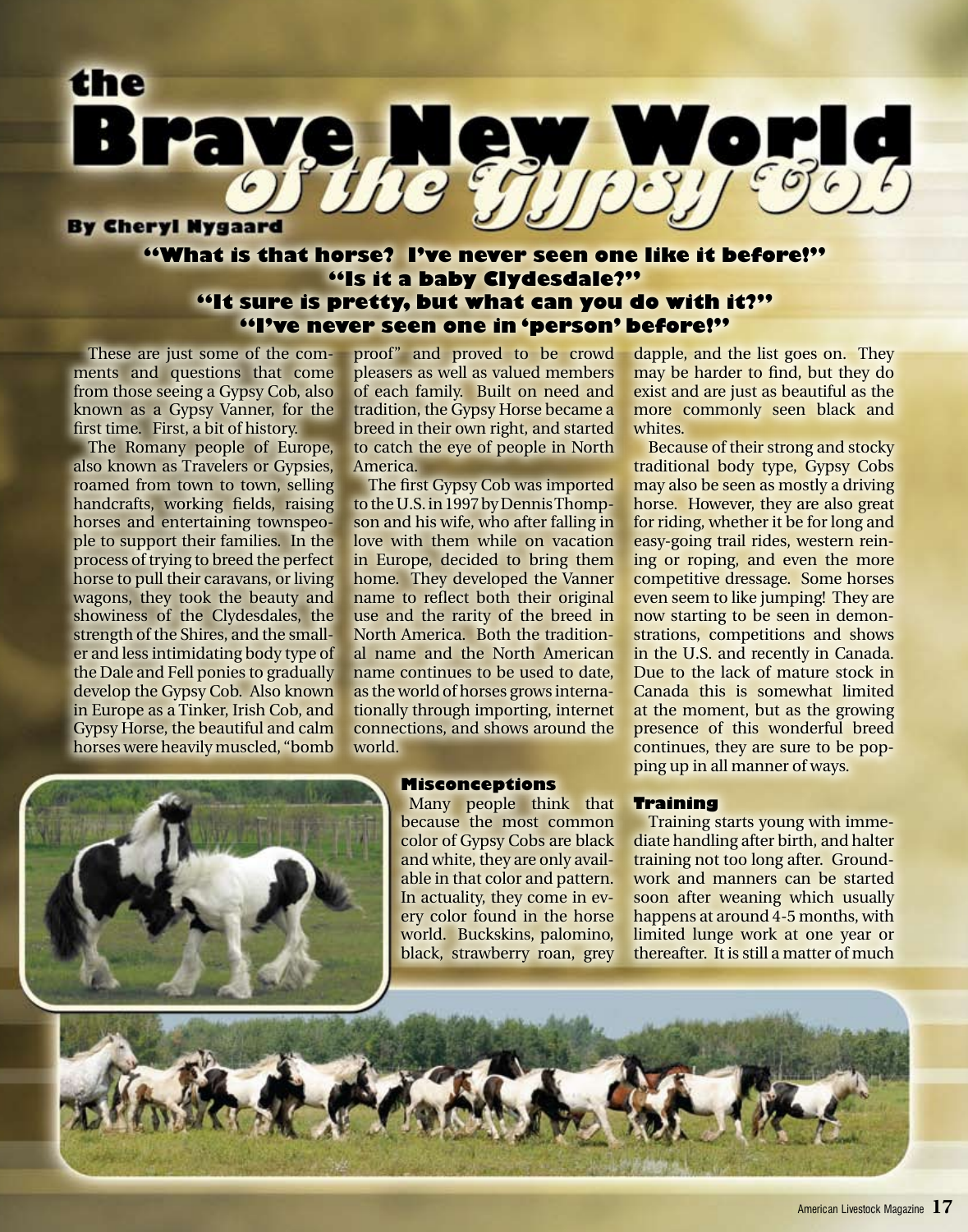# the Brave New World of the Gypsy Cob

**By Cheryl Nygaard**

**"What is that horse? I've never seen one like it before!"**
**"Is it a baby Clydesdale?"**
**"It sure is pretty, but what can you do with it?"**
**"I've never seen one in 'person' before!"**

These are just some of the comments and questions that come from those seeing a Gypsy Cob, also known as a Gypsy Vanner, for the first time. First, a bit of history.

The Romany people of Europe, also known as Travelers or Gypsies, roamed from town to town, selling handcrafts, working fields, raising horses and entertaining townspeople to support their families. In the process of trying to breed the perfect horse to pull their caravans, or living wagons, they took the beauty and showiness of the Clydesdales, the strength of the Shires, and the smaller and less intimidating body type of the Dale and Fell ponies to gradually develop the Gypsy Cob. Also known in Europe as a Tinker, Irish Cob, and Gypsy Horse, the beautiful and calm horses were heavily muscled, "bomb proof" and proved to be crowd pleasers as well as valued members of each family. Built on need and tradition, the Gypsy Horse became a breed in their own right, and started to catch the eye of people in North America.

The first Gypsy Cob was imported to the U.S. in 1997 by Dennis Thompson and his wife, who after falling in love with them while on vacation in Europe, decided to bring them home. They developed the Vanner name to reflect both their original use and the rarity of the breed in North America. Both the traditional name and the North American name continues to be used to date, as the world of horses grows internationally through importing, internet connections, and shows around the world.

### Misconceptions

Many people think that because the most common color of Gypsy Cobs are black and white, they are only available in that color and pattern. In actuality, they come in every color found in the horse world. Buckskins, palomino, black, strawberry roan, grey dapple, and the list goes on. They may be harder to find, but they do exist and are just as beautiful as the more commonly seen black and whites.

Because of their strong and stocky traditional body type, Gypsy Cobs may also be seen as mostly a driving horse. However, they are also great for riding, whether it be for long and easy-going trail rides, western reining or roping, and even the more competitive dressage. Some horses even seem to like jumping! They are now starting to be seen in demonstrations, competitions and shows in the U.S. and recently in Canada. Due to the lack of mature stock in Canada this is somewhat limited at the moment, but as the growing presence of this wonderful breed continues, they are sure to be popping up in all manner of ways.

### Training

Training starts young with immediate handling after birth, and halter training not too long after. Groundwork and manners can be started soon after weaning which usually happens at around 4-5 months, with limited lunge work at one year or thereafter. It is still a matter of much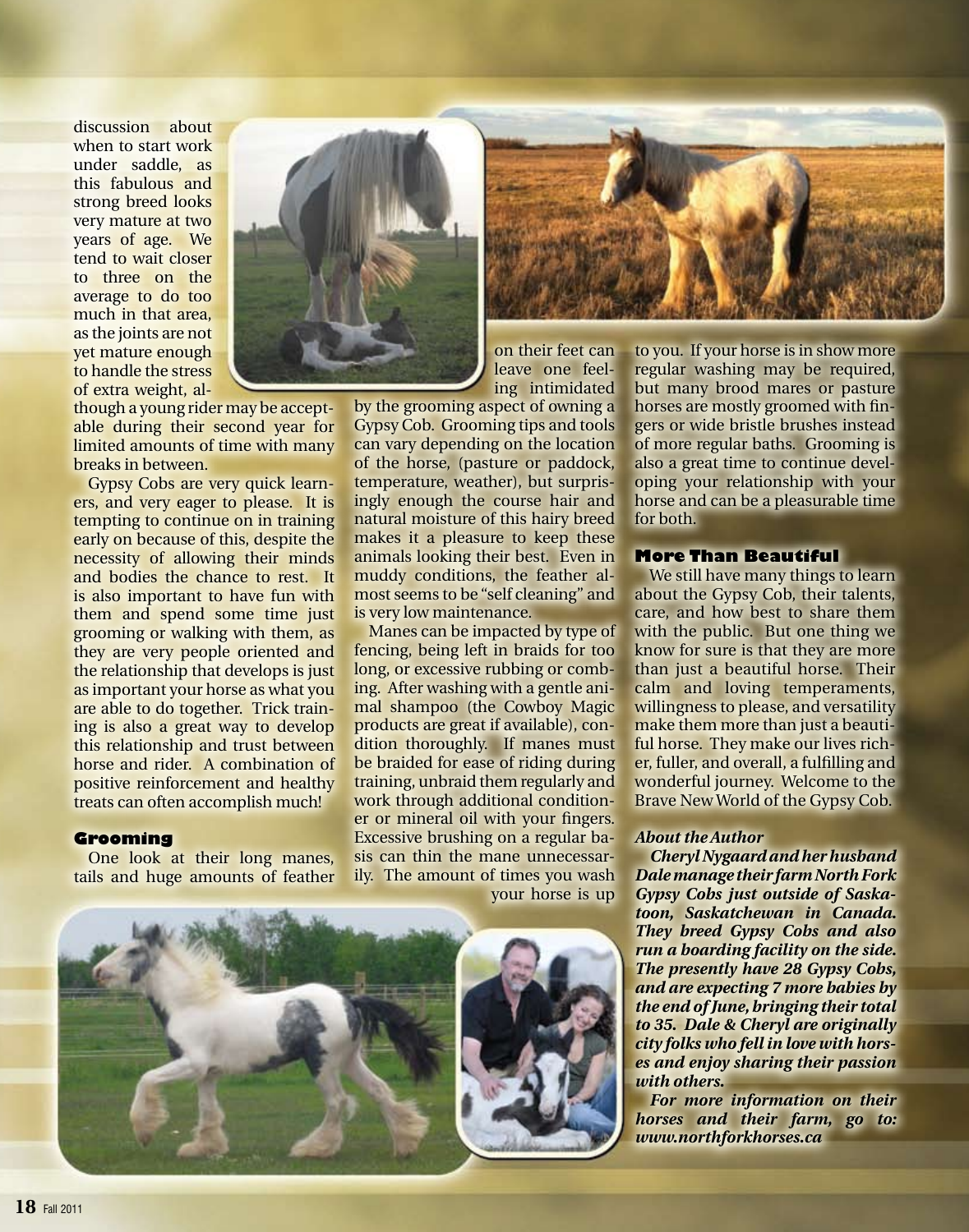discussion about when to start work under saddle, as this fabulous and strong breed looks very mature at two years of age. We tend to wait closer to three on the average to do too much in that area, as the joints are not yet mature enough to handle the stress of extra weight, although a young rider may be acceptable during their second year for limited amounts of time with many breaks in between.

Gypsy Cobs are very quick learners, and very eager to please. It is tempting to continue on in training early on because of this, despite the necessity of allowing their minds and bodies the chance to rest. It is also important to have fun with them and spend some time just grooming or walking with them, as they are very people oriented and the relationship that develops is just as important your horse as what you are able to do together. Trick training is also a great way to develop this relationship and trust between horse and rider. A combination of positive reinforcement and healthy treats can often accomplish much!

### Grooming

One look at their long manes, tails and huge amounts of feather on their feet can leave one feeling intimidated by the grooming aspect of owning a Gypsy Cob. Grooming tips and tools can vary depending on the location of the horse, (pasture or paddock, temperature, weather), but surprisingly enough the course hair and natural moisture of this hairy breed makes it a pleasure to keep these animals looking their best. Even in muddy conditions, the feather almost seems to be "self cleaning" and is very low maintenance.

Manes can be impacted by type of fencing, being left in braids for too long, or excessive rubbing or combing. After washing with a gentle animal shampoo (the Cowboy Magic products are great if available), condition thoroughly. If manes must be braided for ease of riding during training, unbraid them regularly and work through additional conditioner or mineral oil with your fingers. Excessive brushing on a regular basis can thin the mane unnecessarily. The amount of times you wash your horse is up to you. If your horse is in show more regular washing may be required, but many brood mares or pasture horses are mostly groomed with fingers or wide bristle brushes instead of more regular baths. Grooming is also a great time to continue developing your relationship with your horse and can be a pleasurable time for both.

### More Than Beautiful

We still have many things to learn about the Gypsy Cob, their talents, care, and how best to share them with the public. But one thing we know for sure is that they are more than just a beautiful horse. Their calm and loving temperaments, willingness to please, and versatility make them more than just a beautiful horse. They make our lives richer, fuller, and overall, a fulfilling and wonderful journey. Welcome to the Brave New World of the Gypsy Cob.

***About the Author***

***Cheryl Nygaard and her husband Dale manage their farm North Fork Gypsy Cobs just outside of Saskatoon, Saskatchewan in Canada. They breed Gypsy Cobs and also run a boarding facility on the side. The presently have 28 Gypsy Cobs, and are expecting 7 more babies by the end of June, bringing their total to 35. Dale & Cheryl are originally city folks who fell in love with horses and enjoy sharing their passion with others.***

***For more information on their horses and their farm, go to: www.northforkhorses.ca***